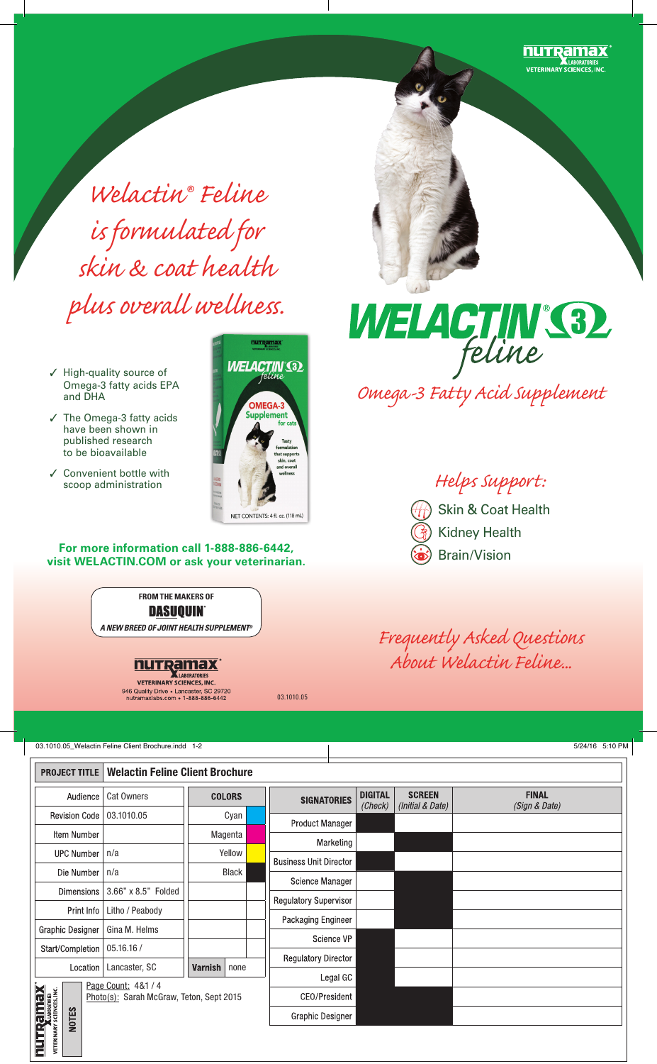NUTRAMAX LABORATORIES VETERINARY SCIENCES, INC.

*Welactin® Feline is formulated for skin & coat health plus overall wellness.*

- ✓ High-quality source of Omega-3 fatty acids EPA and DHA
- ✓ The Omega-3 fatty acids have been shown in published research to be bioavailable
- ✓ Convenient bottle with scoop administration

**For more information call 1-888-886-6442, visit WELACTIN.COM or ask your veterinarian.**

**FROM THE MAKERS OF DASUQUIN®**
***A NEW BREED OF JOINT HEALTH SUPPLEMENT®***

NUTRAMAX LABORATORIES VETERINARY SCIENCES, INC.
946 Quality Drive • Lancaster, SC 29720
nutramaxlabs.com • 1-888-886-6442

03.1010.05

# WELACTIN® 3 *feline*

*Omega-3 Fatty Acid Supplement*

*Helps Support:*

- Skin & Coat Health
- Kidney Health
- Brain/Vision

*Frequently Asked Questions About Welactin Feline...*

03.1010.05_Welactin Feline Client Brochure.indd 1-2 — 5/24/16 5:10 PM

| PROJECT TITLE | Welactin Feline Client Brochure |
|---|---|
| Audience | Cat Owners |
| Revision Code | 03.1010.05 |
| Item Number | |
| UPC Number | n/a |
| Die Number | n/a |
| Dimensions | 3.66" x 8.5" Folded |
| Print Info | Litho / Peabody |
| Graphic Designer | Gina M. Helms |
| Start/Completion | 05.16.16 / |
| Location | Lancaster, SC |

| COLORS | |
|---|---|
| Cyan | |
| Magenta | |
| Yellow | |
| Black | |
| | |
| | |
| | |
| | |
| Varnish | none |

| SIGNATORIES | DIGITAL (Check) | SCREEN (Initial & Date) | FINAL (Sign & Date) |
|---|---|---|---|
| Product Manager | | | |
| Marketing | | | |
| Business Unit Director | | | |
| Science Manager | | | |
| Regulatory Supervisor | | | |
| Packaging Engineer | | | |
| Science VP | | | |
| Regulatory Director | | | |
| Legal GC | | | |
| CEO/President | | | |
| Graphic Designer | | | |

NOTES

Page Count: 4&1 / 4
Photo(s): Sarah McGraw, Teton, Sept 2015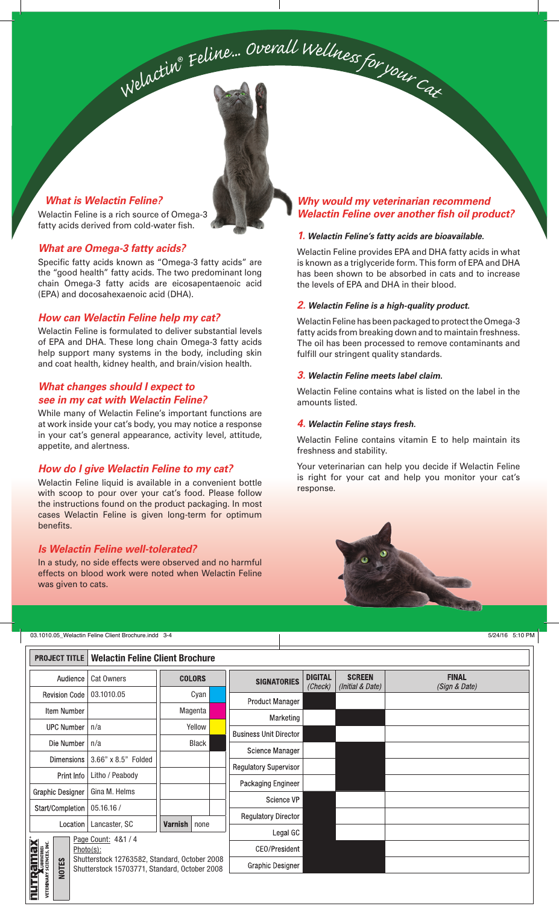# Welactin® Feline... Overall Wellness for your Cat

### What is Welactin Feline?

Welactin Feline is a rich source of Omega-3 fatty acids derived from cold-water fish.

### What are Omega-3 fatty acids?

Specific fatty acids known as "Omega-3 fatty acids" are the "good health" fatty acids. The two predominant long chain Omega-3 fatty acids are eicosapentaenoic acid (EPA) and docosahexaenoic acid (DHA).

### How can Welactin Feline help my cat?

Welactin Feline is formulated to deliver substantial levels of EPA and DHA. These long chain Omega-3 fatty acids help support many systems in the body, including skin and coat health, kidney health, and brain/vision health.

### What changes should I expect to see in my cat with Welactin Feline?

While many of Welactin Feline's important functions are at work inside your cat's body, you may notice a response in your cat's general appearance, activity level, attitude, appetite, and alertness.

### How do I give Welactin Feline to my cat?

Welactin Feline liquid is available in a convenient bottle with scoop to pour over your cat's food. Please follow the instructions found on the product packaging. In most cases Welactin Feline is given long-term for optimum benefits.

### Is Welactin Feline well-tolerated?

In a study, no side effects were observed and no harmful effects on blood work were noted when Welactin Feline was given to cats.

### Why would my veterinarian recommend Welactin Feline over another fish oil product?

**1. *Welactin Feline's fatty acids are bioavailable.***

Welactin Feline provides EPA and DHA fatty acids in what is known as a triglyceride form. This form of EPA and DHA has been shown to be absorbed in cats and to increase the levels of EPA and DHA in their blood.

**2. *Welactin Feline is a high-quality product.***

Welactin Feline has been packaged to protect the Omega-3 fatty acids from breaking down and to maintain freshness. The oil has been processed to remove contaminants and fulfill our stringent quality standards.

**3. *Welactin Feline meets label claim.***

Welactin Feline contains what is listed on the label in the amounts listed.

**4. *Welactin Feline stays fresh.***

Welactin Feline contains vitamin E to help maintain its freshness and stability.

Your veterinarian can help you decide if Welactin Feline is right for your cat and help you monitor your cat's response.

03.1010.05_Welactin Feline Client Brochure.indd 3-4 5/24/16 5:10 PM

**PROJECT TITLE** Welactin Feline Client Brochure

| | | | |
|---|---|---|---|
| Audience | Cat Owners | **COLORS** | |
| Revision Code | 03.1010.05 | Cyan | |
| Item Number | | Magenta | |
| UPC Number | n/a | Yellow | |
| Die Number | n/a | Black | |
| Dimensions | 3.66" x 8.5" Folded | | |
| Print Info | Litho / Peabody | | |
| Graphic Designer | Gina M. Helms | | |
| Start/Completion | 05.16.16 / | | |
| Location | Lancaster, SC | **Varnish** | none |

| SIGNATORIES | DIGITAL (Check) | SCREEN (Initial & Date) | FINAL (Sign & Date) |
|---|---|---|---|
| Product Manager | | | |
| Marketing | | | |
| Business Unit Director | | | |
| Science Manager | | | |
| Regulatory Supervisor | | | |
| Packaging Engineer | | | |
| Science VP | | | |
| Regulatory Director | | | |
| Legal GC | | | |
| CEO/President | | | |
| Graphic Designer | | | |

nutramax LABORATORIES VETERINARY SCIENCES, INC.

**NOTES**

Page Count: 4&1 / 4

Photo(s):
Shutterstock 12763582, Standard, October 2008
Shutterstock 15703771, Standard, October 2008